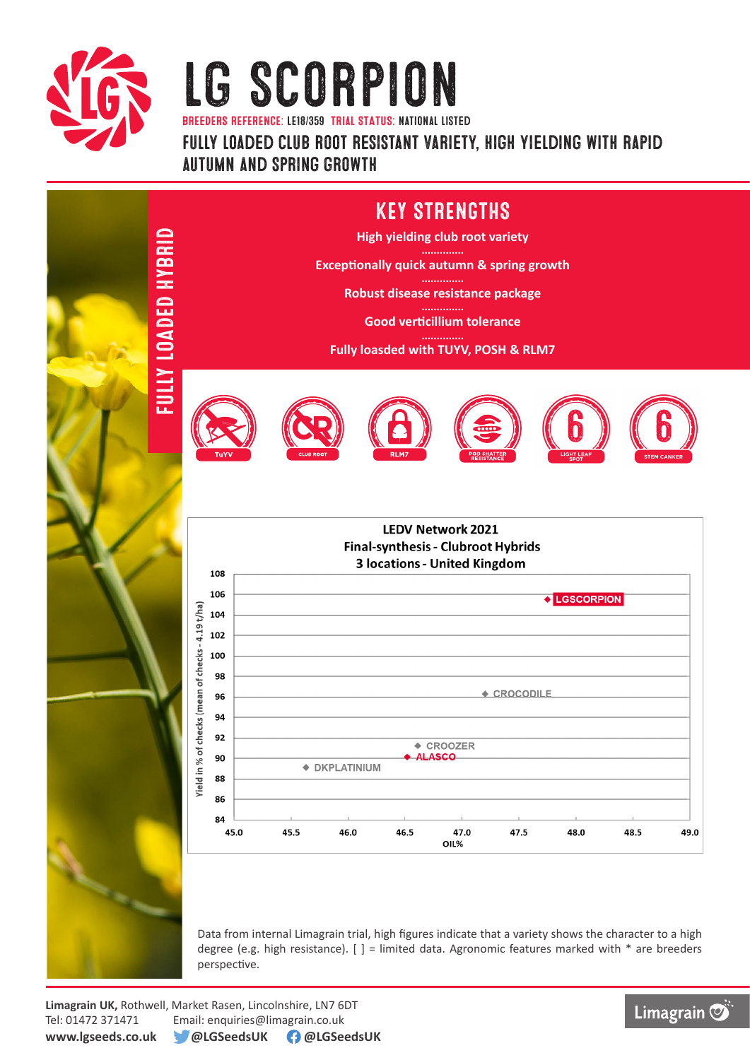# LG SCORPION

BREEDERS REFERENCE: LE18/359 TRIAL STATUS: NATIONAL LISTED

## FULLY LOADED CLUB ROOT RESISTANT VARIETY, HIGH YIELDING WITH RAPID AUTUMN AND SPRING GROWTH

FULLY LOADED HYBRID

## KEY STRENGTHS

High yielding club root variety

..............

Exceptionally quick autumn & spring growth

..............

Robust disease resistance package

..............

Good verticillium tolerance

..............

Fully loasded with TUYV, POSH & RLM7

TuYV | CLUB ROOT | RLM7 | POD SHATTER RESISTANCE | 6 LIGHT LEAF SPOT | 6 STEM CANKER

### LEDV Network 2021
### Final-synthesis - Clubroot Hybrids
### 3 locations - United Kingdom

Yield in % of checks (mean of checks - 4.19 t/ha) vs OIL%

| Variety | OIL% (approx.) | Yield % (approx.) |
|---|---|---|
| LGSCORPION | 47.7 | 105 |
| CROCODILE | 47.2 | 96 |
| CROOZER | 46.6 | 91 |
| ALASCO | 46.5 | 90 |
| DKPLATINIUM | 46.1 | 89 |

Data from internal Limagrain trial, high figures indicate that a variety shows the character to a high degree (e.g. high resistance). [ ] = limited data. Agronomic features marked with * are breeders perspective.

**Limagrain UK,** Rothwell, Market Rasen, Lincolnshire, LN7 6DT
Tel: 01472 371471 Email: enquiries@limagrain.co.uk
**www.lgseeds.co.uk** **@LGSeedsUK** **@LGSeedsUK**

Limagrain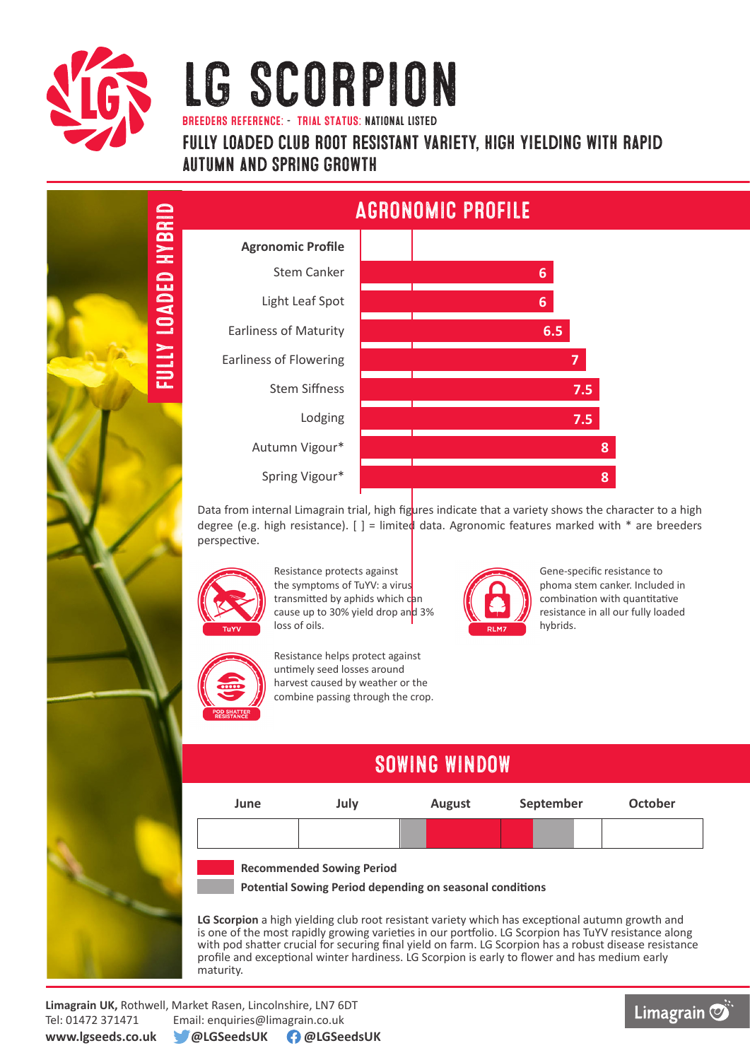# LG SCORPION

BREEDERS REFERENCE: - TRIAL STATUS: NATIONAL LISTED

## FULLY LOADED CLUB ROOT RESISTANT VARIETY, HIGH YIELDING WITH RAPID AUTUMN AND SPRING GROWTH

FULLY LOADED HYBRID

## AGRONOMIC PROFILE

Agronomic Profile

Stem Canker 6

Light Leaf Spot 6

Earliness of Maturity 6.5

Earliness of Flowering 7

Stem Siffness 7.5

Lodging 7.5

Autumn Vigour* 8

Spring Vigour* 8

Data from internal Limagrain trial, high figures indicate that a variety shows the character to a high degree (e.g. high resistance). [ ] = limited data. Agronomic features marked with * are breeders perspective.

TuYV

Resistance protects against the symptoms of TuYV: a virus transmitted by aphids which can cause up to 30% yield drop and 3% loss of oils.

RLM7

Gene-specific resistance to phoma stem canker. Included in combination with quantitative resistance in all our fully loaded hybrids.

POD SHATTER RESISTANCE

Resistance helps protect against untimely seed losses around harvest caused by weather or the combine passing through the crop.

## SOWING WINDOW

June | July | August | September | October

Recommended Sowing Period

Potential Sowing Period depending on seasonal conditions

**LG Scorpion** a high yielding club root resistant variety which has exceptional autumn growth and is one of the most rapidly growing varieties in our portfolio. LG Scorpion has TuYV resistance along with pod shatter crucial for securing final yield on farm. LG Scorpion has a robust disease resistance profile and exceptional winter hardiness. LG Scorpion is early to flower and has medium early maturity.

**Limagrain UK,** Rothwell, Market Rasen, Lincolnshire, LN7 6DT
Tel: 01472 371471 Email: enquiries@limagrain.co.uk
**www.lgseeds.co.uk** **@LGSeedsUK** **@LGSeedsUK**

Limagrain